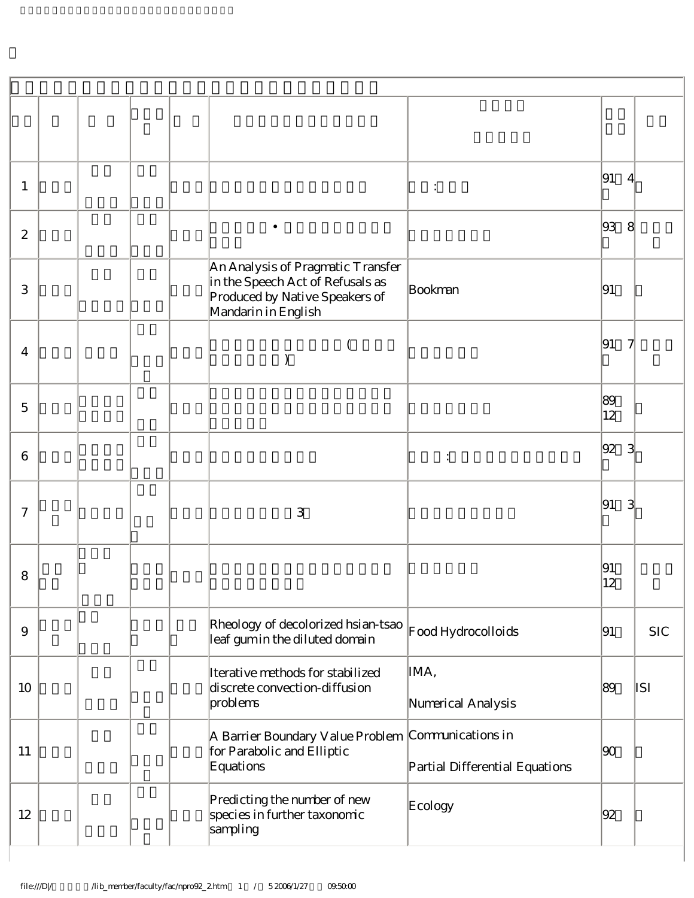| | | | | | | | | |
|---|---|---|---|---|---|---|---|---|
| 1 | | | | | | : | 91 4 | |
| 2 | | | | | • | | 93 8 | |
| 3 | | | | | An Analysis of Pragmatic Transfer in the Speech Act of Refusals as Produced by Native Speakers of Mandarin in English | Bookman | 91 | |
| 4 | | | | | ( ) | | 91 7 | |
| 5 | | | | | | | 89 12 | |
| 6 | | | | | | : | 92 3 | |
| 7 | | | | | 3 | | 91 3 | |
| 8 | | | | | | | 91 12 | |
| 9 | | | | | Rheology of decolorized hsian-tsao leaf gum in the diluted domain | Food Hydrocolloids | 91 | SIC |
| 10 | | | | | Iterative methods for stabilized discrete convection-diffusion problems | IMA, Numerical Analysis | 89 | ISI |
| 11 | | | | | A Barrier Boundary Value Problem for Parabolic and Elliptic Equations | Communications in Partial Differential Equations | 90 | |
| 12 | | | | | Predicting the number of new species in further taxonomic sampling | Ecology | 92 | |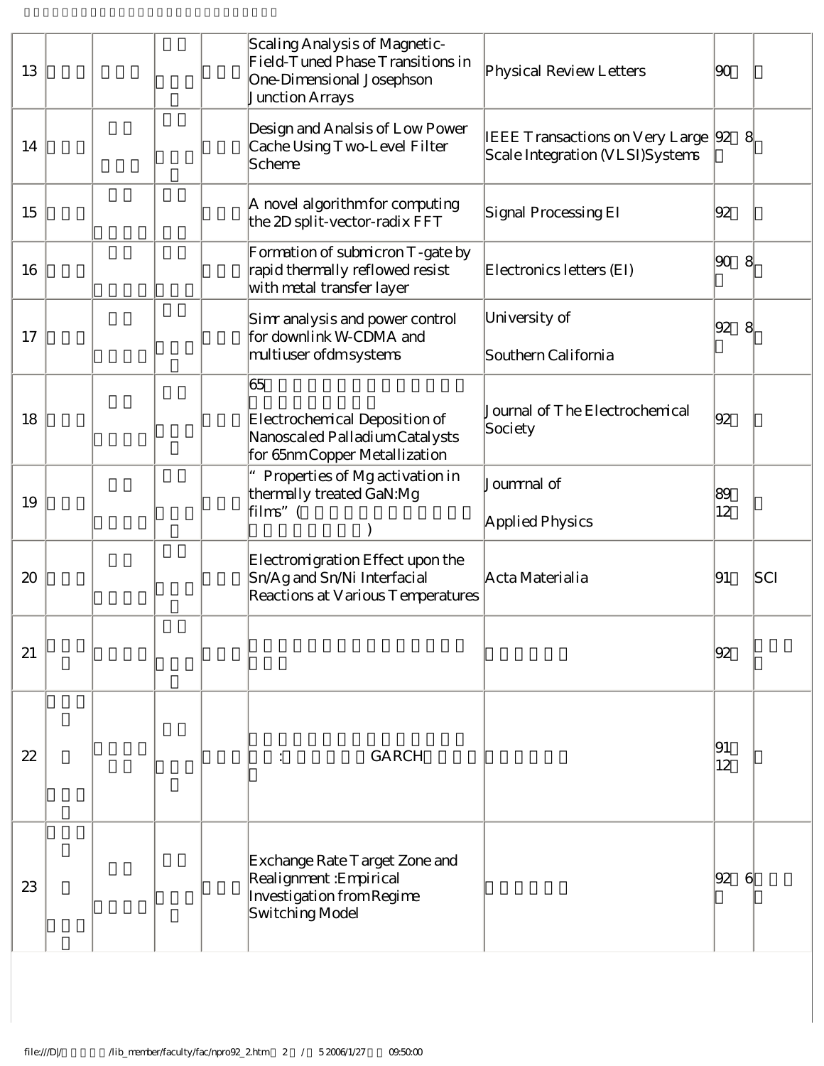| 13 | | | | | Scaling Analysis of Magnetic-Field-Tuned Phase Transitions in One-Dimensional Josephson Junction Arrays | Physical Review Letters | 90 | |
|---|---|---|---|---|---|---|---|---|
| 14 | | | | | Design and Analsis of Low Power Cache Using Two-Level Filter Scheme | IEEE Transactions on Very Large Scale Integration (VLSI)Systems | 92 8 | |
| 15 | | | | | A novel algorithm for computing the 2D split-vector-radix FFT | Signal Processing EI | 92 | |
| 16 | | | | | Formation of submicron T-gate by rapid thermally reflowed resist with metal transfer layer | Electronics letters (EI) | 90 8 | |
| 17 | | | | | Simr analysis and power control for downlink W-CDMA and multiuser ofdm systems | University of Southern California | 92 8 | |
| 18 | | | | | 65 Electrochemical Deposition of Nanoscaled Palladium Catalysts for 65nm Copper Metallization | Journal of The Electrochemical Society | 92 | |
| 19 | | | | | " Properties of Mg activation in thermally treated GaN:Mg films" ( ) | Joumrnal of Applied Physics | 89 12 | |
| 20 | | | | | Electromigration Effect upon the Sn/Ag and Sn/Ni Interfacial Reactions at Various Temperatures | Acta Materialia | 91 | SCI |
| 21 | | | | | | | 92 | |
| 22 | | | | | : GARCH | | 91 12 | |
| 23 | | | | | Exchange Rate Target Zone and Realignment :Empirical Investigation from Regime Switching Model | | 92 6 | |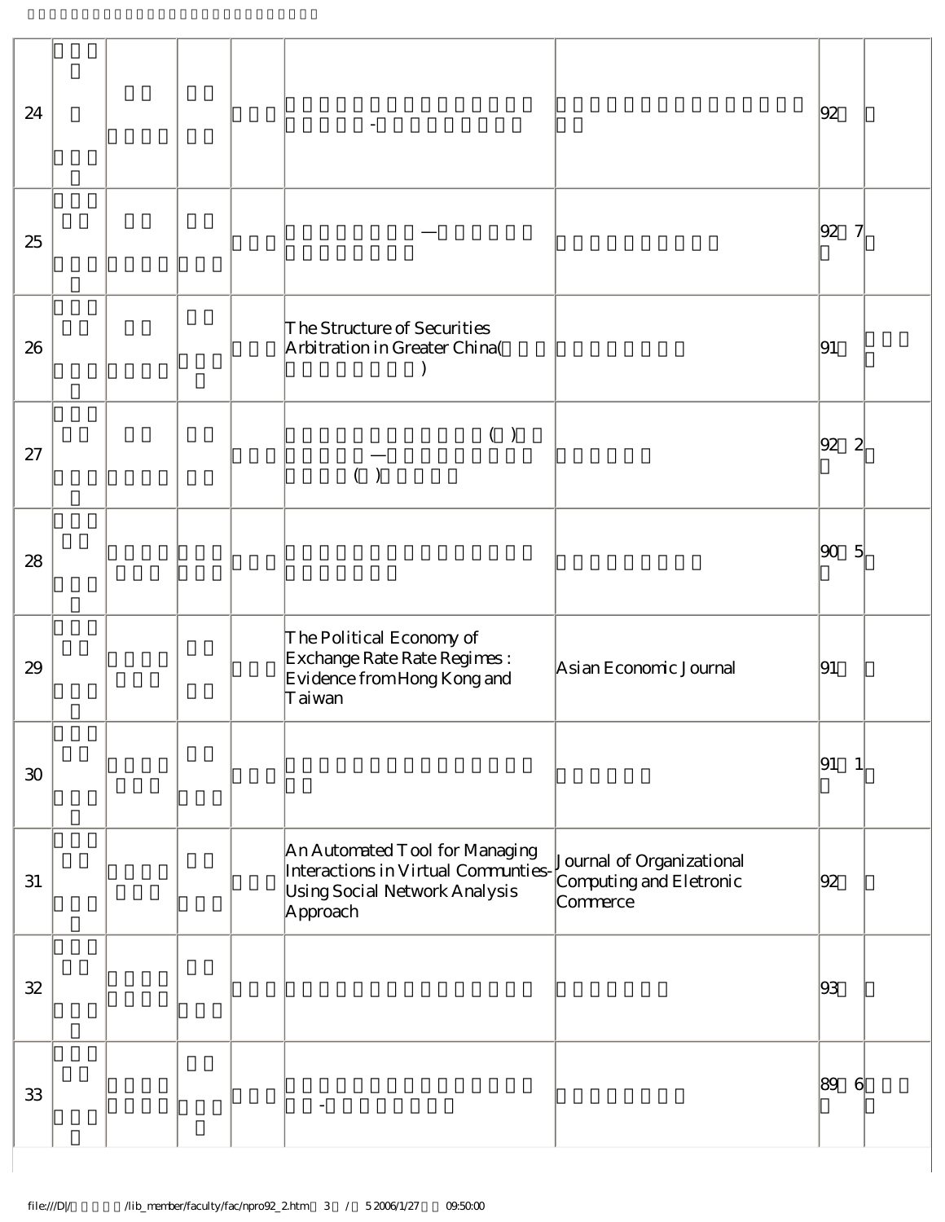| | | | | | | | | |
|---|---|---|---|---|---|---|---|---|
| 24 | | | | | - | | 92 | |
| 25 | | | | | — | | 92 7 | |
| 26 | | | | | The Structure of Securities Arbitration in Greater China( ) | | 91 | |
| 27 | | | | | ( ) — ( ) | | 92 2 | |
| 28 | | | | | | | 90 5 | |
| 29 | | | | | The Political Economy of Exchange Rate Rate Regimes : Evidence from Hong Kong and Taiwan | Asian Economic Journal | 91 | |
| 30 | | | | | | | 91 1 | |
| 31 | | | | | An Automated Tool for Managing Interactions in Virtual Communities-Using Social Network Analysis Approach | Journal of Organizational Computing and Eletronic Commerce | 92 | |
| 32 | | | | | | | 93 | |
| 33 | | | | | - - | | 89 6 | |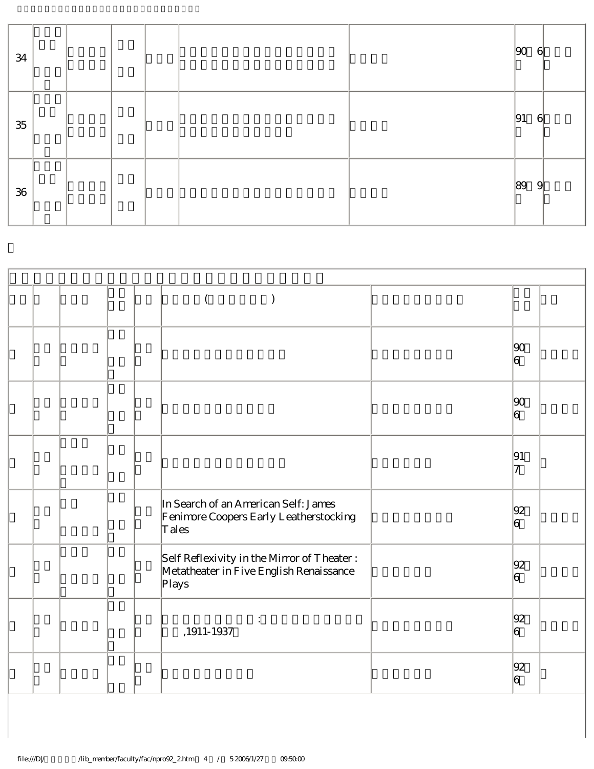| | | | | | | | | |
|---|---|---|---|---|---|---|---|---|
| 34 | | | | | | | 90 6 | |
| 35 | | | | | | | 91 6 | |
| 36 | | | | | | | 89 9 | |

| | | | | | | | | |
|---|---|---|---|---|---|---|---|---|
| | | | | | ( ) | | | |
| | | | | | | | 90 6 | |
| | | | | | | | 90 6 | |
| | | | | | | | 91 7 | |
| | | | | | In Search of an American Self: James Fenimore Coopers Early Leatherstocking Tales | | 92 6 | |
| | | | | | Self Reflexivity in the Mirror of Theater : Metatheater in Five English Renaissance Plays | | 92 6 | |
| | | | | | : ,1911-1937 | | 92 6 | |
| | | | | | | | 92 6 | |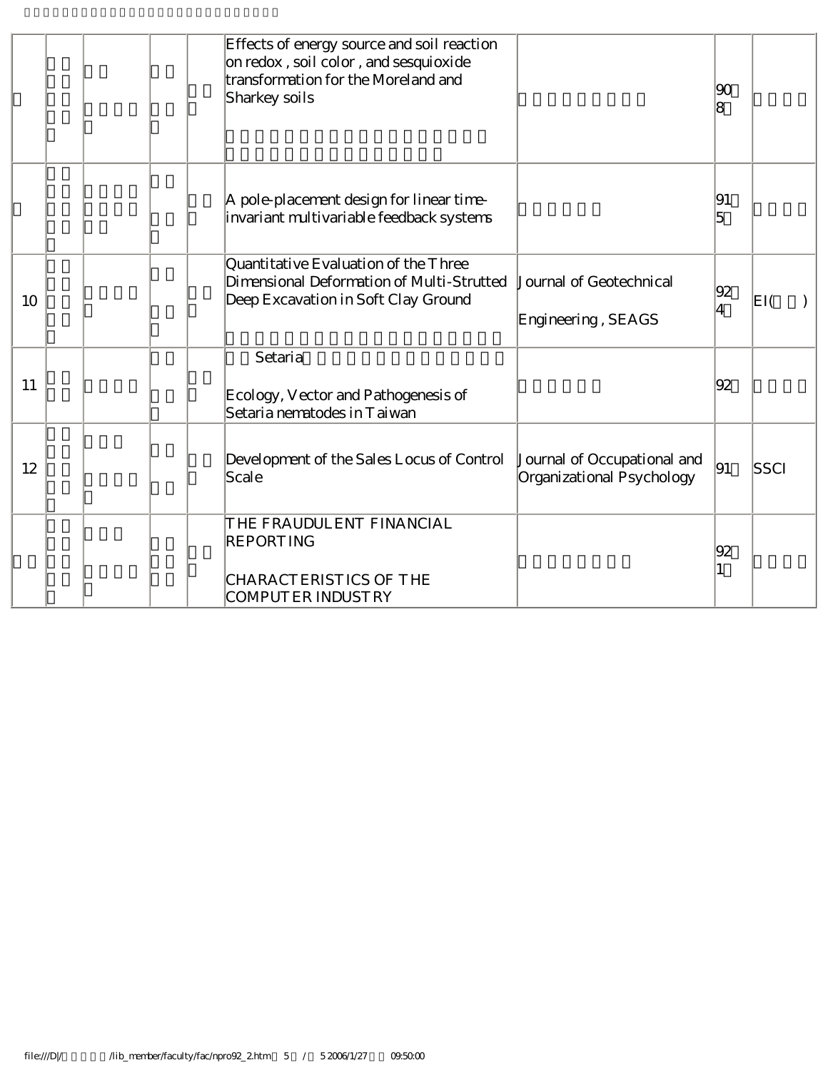| | | | | | | | |
|---|---|---|---|---|---|---|---|
| | | | | Effects of energy source and soil reaction on redox , soil color , and sesquioxide transformation for the Moreland and Sharkey soils | | 90 8 | |
| | | | | A pole-placement design for linear time-invariant multivariable feedback systems | | 91 5 | |
| 10 | | | | Quantitative Evaluation of the Three Dimensional Deformation of Multi-Strutted Deep Excavation in Soft Clay Ground | Journal of Geotechnical Engineering , SEAGS | 92 4 | EI( ) |
| 11 | | | | Setaria<br>Ecology, Vector and Pathogenesis of Setaria nematodes in Taiwan | | 92 | |
| 12 | | | | Development of the Sales Locus of Control Scale | Journal of Occupational and Organizational Psychology | 91 | SSCI |
| | | | | THE FRAUDULENT FINANCIAL REPORTING<br>CHARACTERISTICS OF THE COMPUTER INDUSTRY | | 92 1 | |